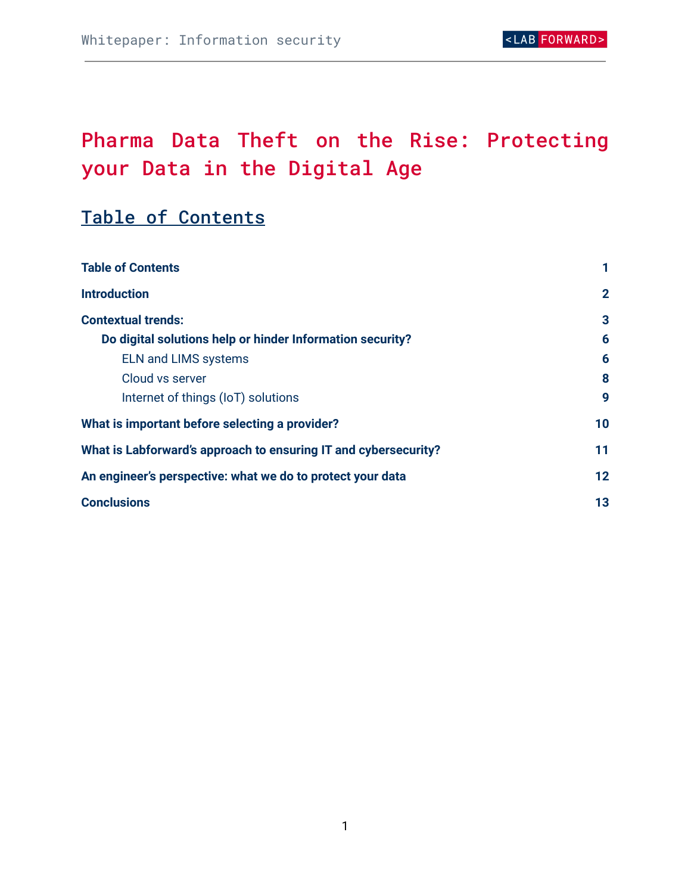# Pharma Data Theft on the Rise: Protecting your Data in the Digital Age

## Table of Contents

| | |
|---|---|
| **Table of Contents** | **1** |
| **Introduction** | **2** |
| **Contextual trends:** | **3** |
| **Do digital solutions help or hinder Information security?** | **6** |
| ELN and LIMS systems | **6** |
| Cloud vs server | **8** |
| Internet of things (IoT) solutions | **9** |
| **What is important before selecting a provider?** | **10** |
| **What is Labforward's approach to ensuring IT and cybersecurity?** | **11** |
| **An engineer's perspective: what we do to protect your data** | **12** |
| **Conclusions** | **13** |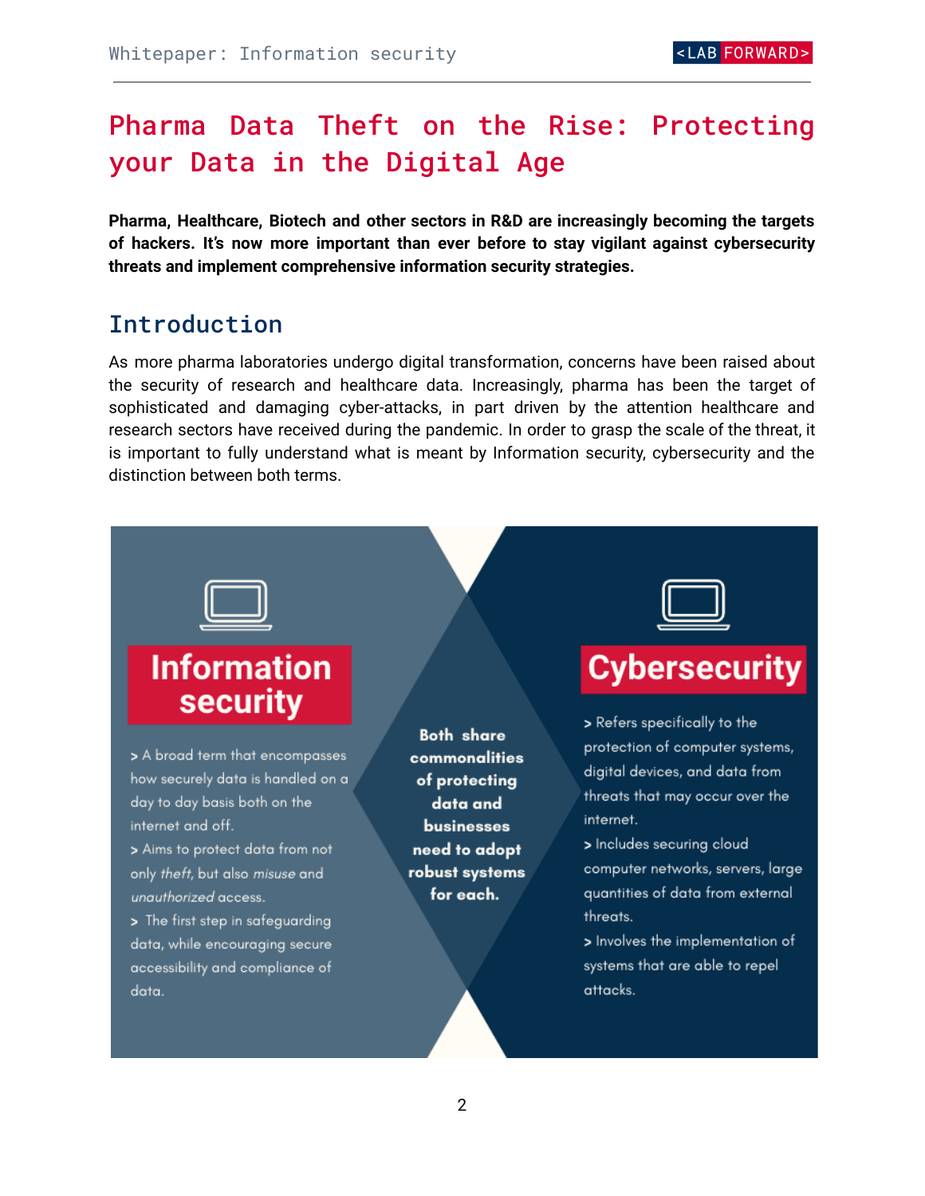# Pharma Data Theft on the Rise: Protecting your Data in the Digital Age

**Pharma, Healthcare, Biotech and other sectors in R&D are increasingly becoming the targets of hackers. It's now more important than ever before to stay vigilant against cybersecurity threats and implement comprehensive information security strategies.**

## Introduction

As more pharma laboratories undergo digital transformation, concerns have been raised about the security of research and healthcare data. Increasingly, pharma has been the target of sophisticated and damaging cyber-attacks, in part driven by the attention healthcare and research sectors have received during the pandemic. In order to grasp the scale of the threat, it is important to fully understand what is meant by Information security, cybersecurity and the distinction between both terms.

### Information security

> A broad term that encompasses how securely data is handled on a day to day basis both on the internet and off.

> Aims to protect data from not only *theft*, but also *misuse* and *unauthorized* access.

> The first step in safeguarding data, while encouraging secure accessibility and compliance of data.

**Both share commonalities of protecting data and businesses need to adopt robust systems for each.**

### Cybersecurity

> Refers specifically to the protection of computer systems, digital devices, and data from threats that may occur over the internet.

> Includes securing cloud computer networks, servers, large quantities of data from external threats.

> Involves the implementation of systems that are able to repel attacks.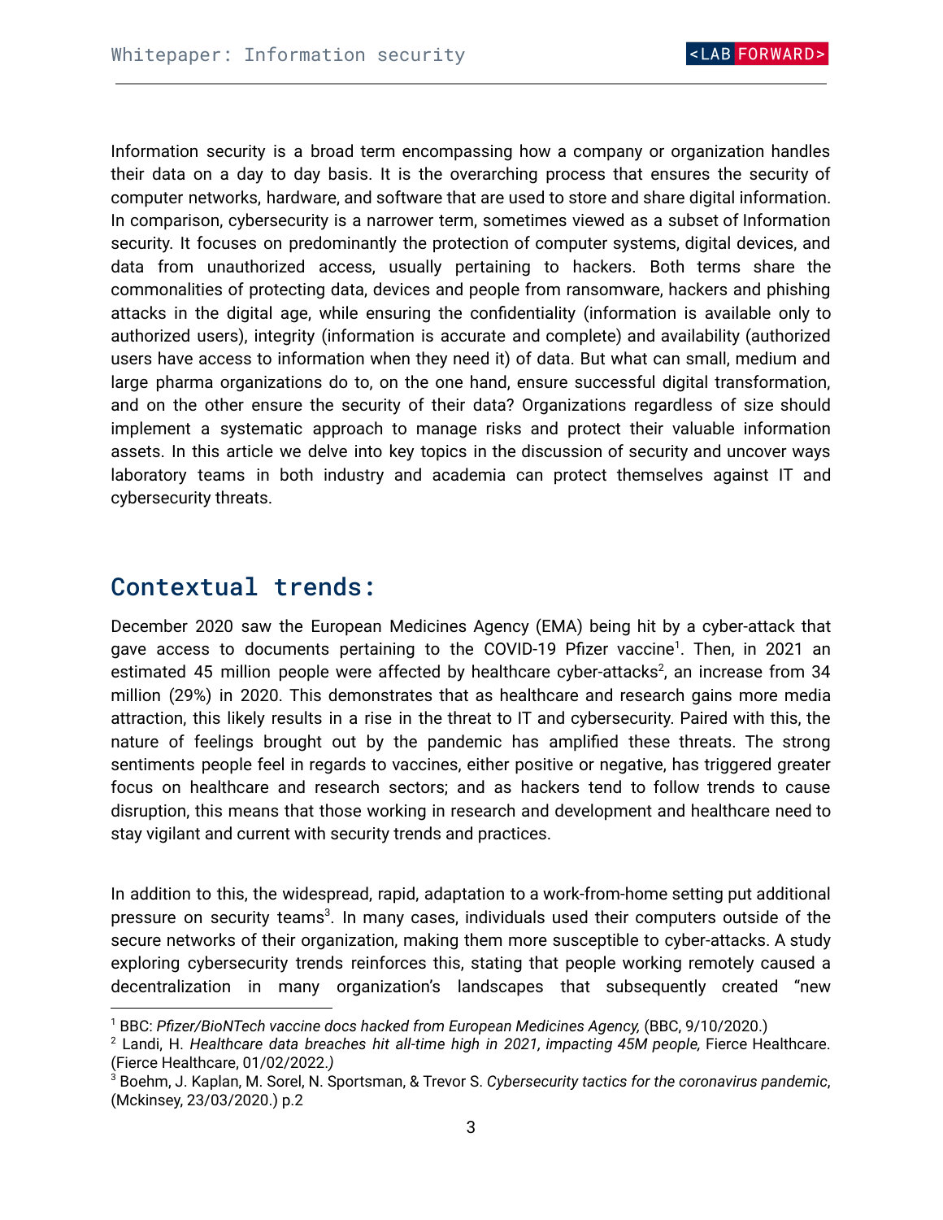Information security is a broad term encompassing how a company or organization handles their data on a day to day basis. It is the overarching process that ensures the security of computer networks, hardware, and software that are used to store and share digital information. In comparison, cybersecurity is a narrower term, sometimes viewed as a subset of Information security. It focuses on predominantly the protection of computer systems, digital devices, and data from unauthorized access, usually pertaining to hackers. Both terms share the commonalities of protecting data, devices and people from ransomware, hackers and phishing attacks in the digital age, while ensuring the confidentiality (information is available only to authorized users), integrity (information is accurate and complete) and availability (authorized users have access to information when they need it) of data. But what can small, medium and large pharma organizations do to, on the one hand, ensure successful digital transformation, and on the other ensure the security of their data? Organizations regardless of size should implement a systematic approach to manage risks and protect their valuable information assets. In this article we delve into key topics in the discussion of security and uncover ways laboratory teams in both industry and academia can protect themselves against IT and cybersecurity threats.

## Contextual trends:

December 2020 saw the European Medicines Agency (EMA) being hit by a cyber-attack that gave access to documents pertaining to the COVID-19 Pfizer vaccine[1]. Then, in 2021 an estimated 45 million people were affected by healthcare cyber-attacks[2], an increase from 34 million (29%) in 2020. This demonstrates that as healthcare and research gains more media attraction, this likely results in a rise in the threat to IT and cybersecurity. Paired with this, the nature of feelings brought out by the pandemic has amplified these threats. The strong sentiments people feel in regards to vaccines, either positive or negative, has triggered greater focus on healthcare and research sectors; and as hackers tend to follow trends to cause disruption, this means that those working in research and development and healthcare need to stay vigilant and current with security trends and practices.

In addition to this, the widespread, rapid, adaptation to a work-from-home setting put additional pressure on security teams[3]. In many cases, individuals used their computers outside of the secure networks of their organization, making them more susceptible to cyber-attacks. A study exploring cybersecurity trends reinforces this, stating that people working remotely caused a decentralization in many organization's landscapes that subsequently created "new

---

[1] BBC: *Pfizer/BioNTech vaccine docs hacked from European Medicines Agency,* (BBC, 9/10/2020.)

[2] Landi, H. *Healthcare data breaches hit all-time high in 2021, impacting 45M people,* Fierce Healthcare. (Fierce Healthcare, 01/02/2022.)

[3] Boehm, J. Kaplan, M. Sorel, N. Sportsman, & Trevor S. *Cybersecurity tactics for the coronavirus pandemic*, (Mckinsey, 23/03/2020.) p.2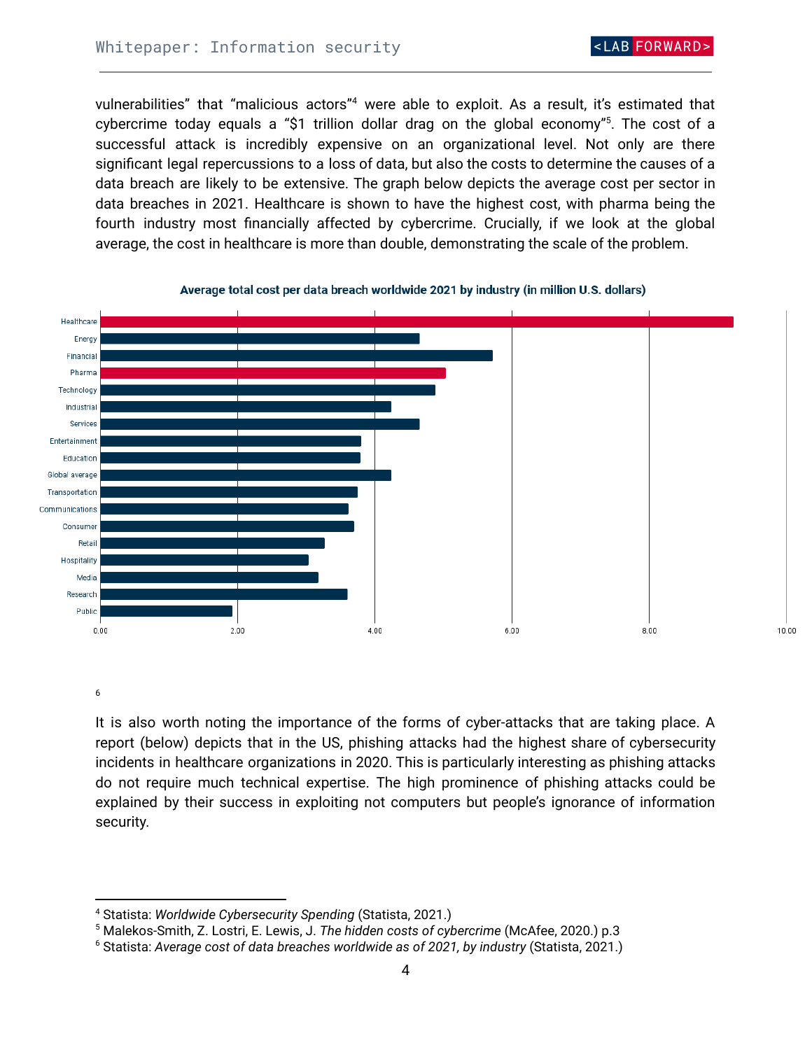vulnerabilities" that "malicious actors"[4] were able to exploit. As a result, it's estimated that cybercrime today equals a "$1 trillion dollar drag on the global economy"[5]. The cost of a successful attack is incredibly expensive on an organizational level. Not only are there significant legal repercussions to a loss of data, but also the costs to determine the causes of a data breach are likely to be extensive. The graph below depicts the average cost per sector in data breaches in 2021. Healthcare is shown to have the highest cost, with pharma being the fourth industry most financially affected by cybercrime. Crucially, if we look at the global average, the cost in healthcare is more than double, demonstrating the scale of the problem.

**Average total cost per data breach worldwide 2021 by industry (in million U.S. dollars)**

Healthcare, Energy, Financial, Pharma, Technology, Industrial, Services, Entertainment, Education, Global average, Transportation, Communications, Consumer, Retail, Hospitality, Media, Research, Public

0.00 2.00 4.00 6.00 8.00 10.00

[6]

It is also worth noting the importance of the forms of cyber-attacks that are taking place. A report (below) depicts that in the US, phishing attacks had the highest share of cybersecurity incidents in healthcare organizations in 2020. This is particularly interesting as phishing attacks do not require much technical expertise. The high prominence of phishing attacks could be explained by their success in exploiting not computers but people's ignorance of information security.

---

[4] Statista: *Worldwide Cybersecurity Spending* (Statista, 2021.)

[5] Malekos-Smith, Z. Lostri, E. Lewis, J. *The hidden costs of cybercrime* (McAfee, 2020.) p.3

[6] Statista: *Average cost of data breaches worldwide as of 2021, by industry* (Statista, 2021.)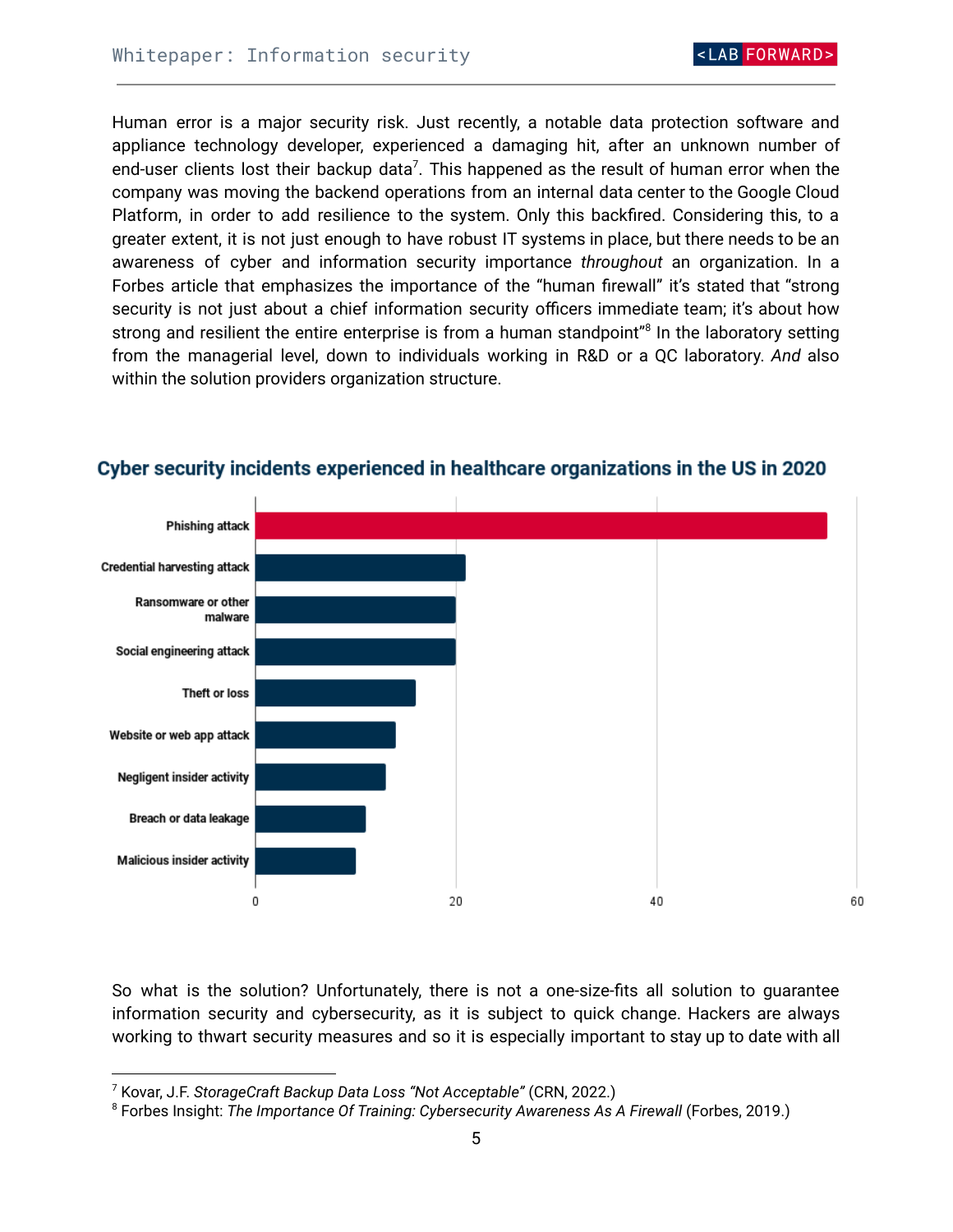Human error is a major security risk. Just recently, a notable data protection software and appliance technology developer, experienced a damaging hit, after an unknown number of end-user clients lost their backup data[7]. This happened as the result of human error when the company was moving the backend operations from an internal data center to the Google Cloud Platform, in order to add resilience to the system. Only this backfired. Considering this, to a greater extent, it is not just enough to have robust IT systems in place, but there needs to be an awareness of cyber and information security importance *throughout* an organization. In a Forbes article that emphasizes the importance of the "human firewall" it's stated that "strong security is not just about a chief information security officers immediate team; it's about how strong and resilient the entire enterprise is from a human standpoint"[8] In the laboratory setting from the managerial level, down to individuals working in R&D or a QC laboratory. *And* also within the solution providers organization structure.

**Cyber security incidents experienced in healthcare organizations in the US in 2020**

- Phishing attack
- Credential harvesting attack
- Ransomware or other malware
- Social engineering attack
- Theft or loss
- Website or web app attack
- Negligent insider activity
- Breach or data leakage
- Malicious insider activity

0 20 40 60

So what is the solution? Unfortunately, there is not a one-size-fits all solution to guarantee information security and cybersecurity, as it is subject to quick change. Hackers are always working to thwart security measures and so it is especially important to stay up to date with all

---

[7] Kovar, J.F. *StorageCraft Backup Data Loss "Not Acceptable"* (CRN, 2022.)

[8] Forbes Insight: *The Importance Of Training: Cybersecurity Awareness As A Firewall* (Forbes, 2019.)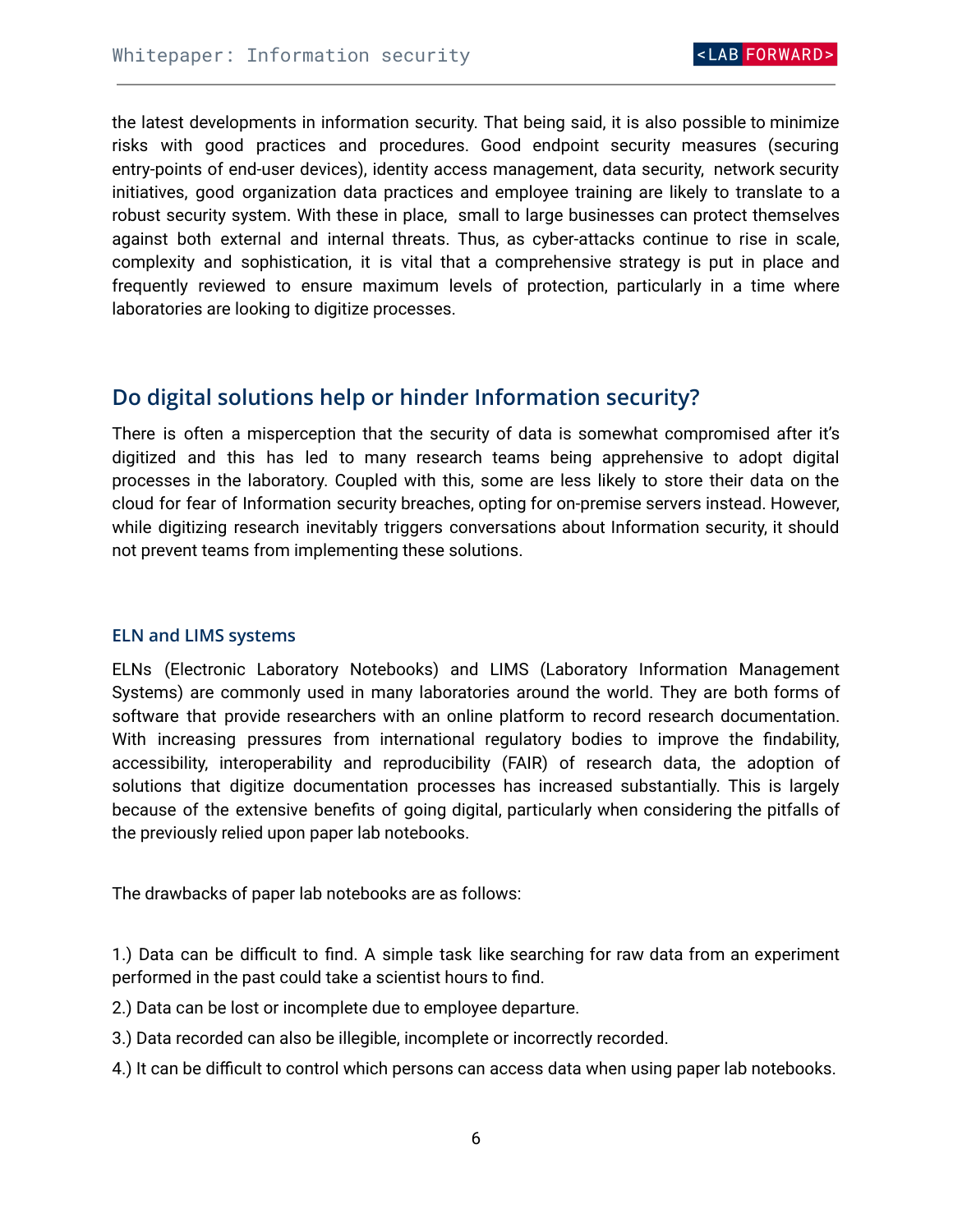the latest developments in information security. That being said, it is also possible to minimize risks with good practices and procedures. Good endpoint security measures (securing entry-points of end-user devices), identity access management, data security, network security initiatives, good organization data practices and employee training are likely to translate to a robust security system. With these in place, small to large businesses can protect themselves against both external and internal threats. Thus, as cyber-attacks continue to rise in scale, complexity and sophistication, it is vital that a comprehensive strategy is put in place and frequently reviewed to ensure maximum levels of protection, particularly in a time where laboratories are looking to digitize processes.

## Do digital solutions help or hinder Information security?

There is often a misperception that the security of data is somewhat compromised after it's digitized and this has led to many research teams being apprehensive to adopt digital processes in the laboratory. Coupled with this, some are less likely to store their data on the cloud for fear of Information security breaches, opting for on-premise servers instead. However, while digitizing research inevitably triggers conversations about Information security, it should not prevent teams from implementing these solutions.

### ELN and LIMS systems

ELNs (Electronic Laboratory Notebooks) and LIMS (Laboratory Information Management Systems) are commonly used in many laboratories around the world. They are both forms of software that provide researchers with an online platform to record research documentation. With increasing pressures from international regulatory bodies to improve the findability, accessibility, interoperability and reproducibility (FAIR) of research data, the adoption of solutions that digitize documentation processes has increased substantially. This is largely because of the extensive benefits of going digital, particularly when considering the pitfalls of the previously relied upon paper lab notebooks.

The drawbacks of paper lab notebooks are as follows:

1.) Data can be difficult to find. A simple task like searching for raw data from an experiment performed in the past could take a scientist hours to find.

2.) Data can be lost or incomplete due to employee departure.

3.) Data recorded can also be illegible, incomplete or incorrectly recorded.

4.) It can be difficult to control which persons can access data when using paper lab notebooks.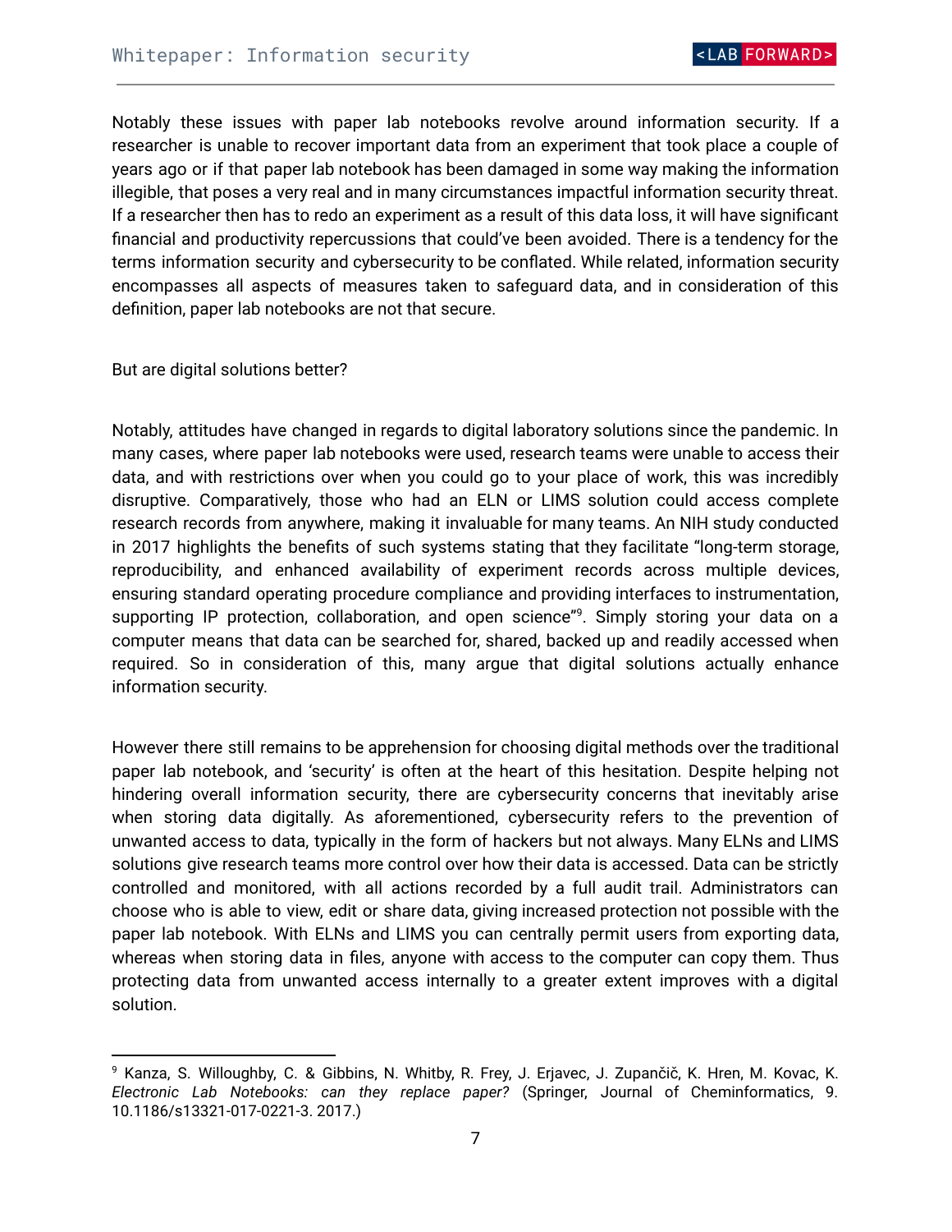Notably these issues with paper lab notebooks revolve around information security. If a researcher is unable to recover important data from an experiment that took place a couple of years ago or if that paper lab notebook has been damaged in some way making the information illegible, that poses a very real and in many circumstances impactful information security threat. If a researcher then has to redo an experiment as a result of this data loss, it will have significant financial and productivity repercussions that could've been avoided. There is a tendency for the terms information security and cybersecurity to be conflated. While related, information security encompasses all aspects of measures taken to safeguard data, and in consideration of this definition, paper lab notebooks are not that secure.

But are digital solutions better?

Notably, attitudes have changed in regards to digital laboratory solutions since the pandemic. In many cases, where paper lab notebooks were used, research teams were unable to access their data, and with restrictions over when you could go to your place of work, this was incredibly disruptive. Comparatively, those who had an ELN or LIMS solution could access complete research records from anywhere, making it invaluable for many teams. An NIH study conducted in 2017 highlights the benefits of such systems stating that they facilitate "long-term storage, reproducibility, and enhanced availability of experiment records across multiple devices, ensuring standard operating procedure compliance and providing interfaces to instrumentation, supporting IP protection, collaboration, and open science"[9]. Simply storing your data on a computer means that data can be searched for, shared, backed up and readily accessed when required. So in consideration of this, many argue that digital solutions actually enhance information security.

However there still remains to be apprehension for choosing digital methods over the traditional paper lab notebook, and 'security' is often at the heart of this hesitation. Despite helping not hindering overall information security, there are cybersecurity concerns that inevitably arise when storing data digitally. As aforementioned, cybersecurity refers to the prevention of unwanted access to data, typically in the form of hackers but not always. Many ELNs and LIMS solutions give research teams more control over how their data is accessed. Data can be strictly controlled and monitored, with all actions recorded by a full audit trail. Administrators can choose who is able to view, edit or share data, giving increased protection not possible with the paper lab notebook. With ELNs and LIMS you can centrally permit users from exporting data, whereas when storing data in files, anyone with access to the computer can copy them. Thus protecting data from unwanted access internally to a greater extent improves with a digital solution.

---

[9] Kanza, S. Willoughby, C. & Gibbins, N. Whitby, R. Frey, J. Erjavec, J. Zupančič, K. Hren, M. Kovac, K. *Electronic Lab Notebooks: can they replace paper?* (Springer, Journal of Cheminformatics, 9. 10.1186/s13321-017-0221-3. 2017.)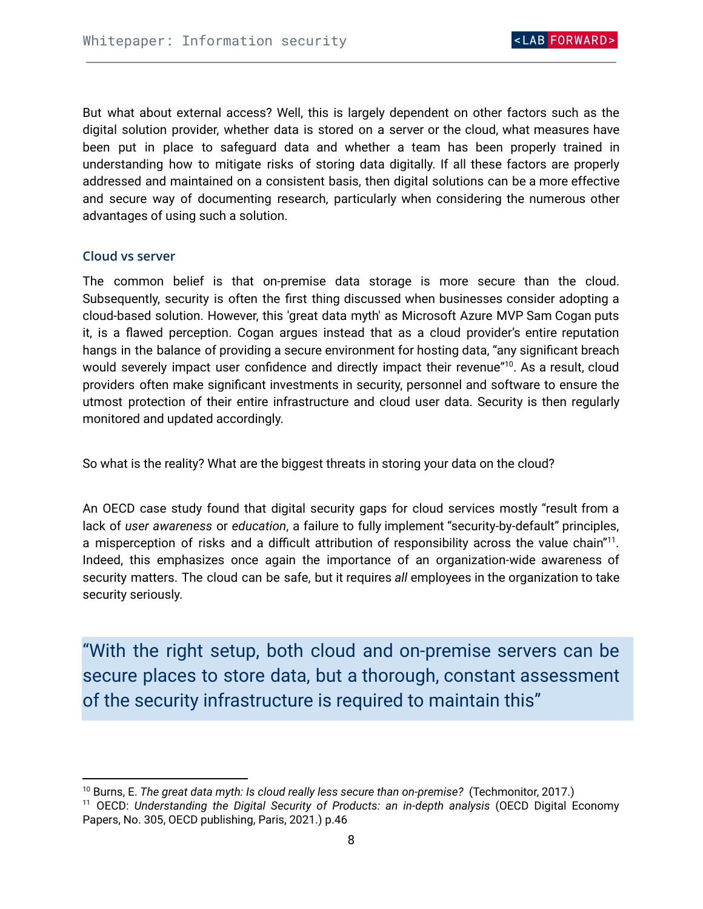But what about external access? Well, this is largely dependent on other factors such as the digital solution provider, whether data is stored on a server or the cloud, what measures have been put in place to safeguard data and whether a team has been properly trained in understanding how to mitigate risks of storing data digitally. If all these factors are properly addressed and maintained on a consistent basis, then digital solutions can be a more effective and secure way of documenting research, particularly when considering the numerous other advantages of using such a solution.

### Cloud vs server

The common belief is that on-premise data storage is more secure than the cloud. Subsequently, security is often the first thing discussed when businesses consider adopting a cloud-based solution. However, this 'great data myth' as Microsoft Azure MVP Sam Cogan puts it, is a flawed perception. Cogan argues instead that as a cloud provider's entire reputation hangs in the balance of providing a secure environment for hosting data, “any significant breach would severely impact user confidence and directly impact their revenue”[10]. As a result, cloud providers often make significant investments in security, personnel and software to ensure the utmost protection of their entire infrastructure and cloud user data. Security is then regularly monitored and updated accordingly.

So what is the reality? What are the biggest threats in storing your data on the cloud?

An OECD case study found that digital security gaps for cloud services mostly “result from a lack of *user awareness* or *education*, a failure to fully implement “security-by-default” principles, a misperception of risks and a difficult attribution of responsibility across the value chain”[11]. Indeed, this emphasizes once again the importance of an organization-wide awareness of security matters. The cloud can be safe, but it requires *all* employees in the organization to take security seriously.

> “With the right setup, both cloud and on-premise servers can be secure places to store data, but a thorough, constant assessment of the security infrastructure is required to maintain this”

---

[10] Burns, E. *The great data myth: Is cloud really less secure than on-premise?* (Techmonitor, 2017.)

[11] OECD: *Understanding the Digital Security of Products: an in-depth analysis* (OECD Digital Economy Papers, No. 305, OECD publishing, Paris, 2021.) p.46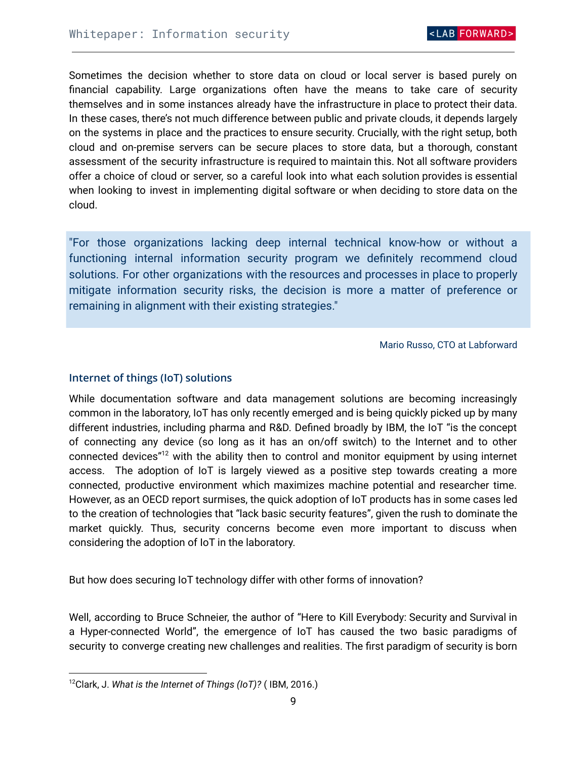Sometimes the decision whether to store data on cloud or local server is based purely on financial capability. Large organizations often have the means to take care of security themselves and in some instances already have the infrastructure in place to protect their data. In these cases, there's not much difference between public and private clouds, it depends largely on the systems in place and the practices to ensure security. Crucially, with the right setup, both cloud and on-premise servers can be secure places to store data, but a thorough, constant assessment of the security infrastructure is required to maintain this. Not all software providers offer a choice of cloud or server, so a careful look into what each solution provides is essential when looking to invest in implementing digital software or when deciding to store data on the cloud.

> "For those organizations lacking deep internal technical know-how or without a functioning internal information security program we definitely recommend cloud solutions. For other organizations with the resources and processes in place to properly mitigate information security risks, the decision is more a matter of preference or remaining in alignment with their existing strategies."

Mario Russo, CTO at Labforward

### Internet of things (IoT) solutions

While documentation software and data management solutions are becoming increasingly common in the laboratory, IoT has only recently emerged and is being quickly picked up by many different industries, including pharma and R&D. Defined broadly by IBM, the IoT "is the concept of connecting any device (so long as it has an on/off switch) to the Internet and to other connected devices"[12] with the ability then to control and monitor equipment by using internet access. The adoption of IoT is largely viewed as a positive step towards creating a more connected, productive environment which maximizes machine potential and researcher time. However, as an OECD report surmises, the quick adoption of IoT products has in some cases led to the creation of technologies that "lack basic security features", given the rush to dominate the market quickly. Thus, security concerns become even more important to discuss when considering the adoption of IoT in the laboratory.

But how does securing IoT technology differ with other forms of innovation?

Well, according to Bruce Schneier, the author of "Here to Kill Everybody: Security and Survival in a Hyper-connected World", the emergence of IoT has caused the two basic paradigms of security to converge creating new challenges and realities. The first paradigm of security is born

[12] Clark, J. *What is the Internet of Things (IoT)?* ( IBM, 2016.)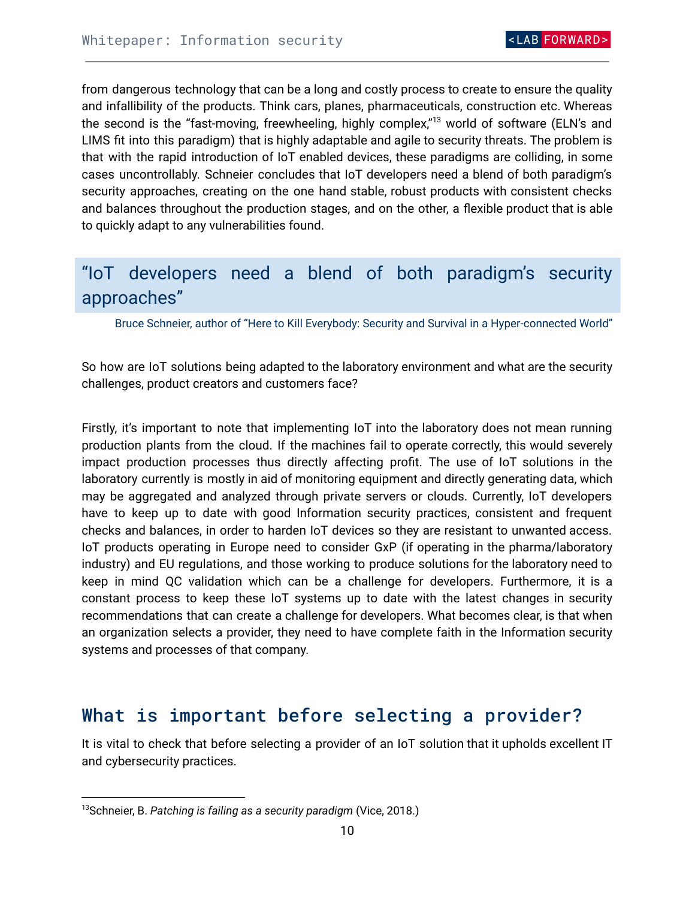from dangerous technology that can be a long and costly process to create to ensure the quality and infallibility of the products. Think cars, planes, pharmaceuticals, construction etc. Whereas the second is the "fast-moving, freewheeling, highly complex,"[13] world of software (ELN's and LIMS fit into this paradigm) that is highly adaptable and agile to security threats. The problem is that with the rapid introduction of IoT enabled devices, these paradigms are colliding, in some cases uncontrollably. Schneier concludes that IoT developers need a blend of both paradigm's security approaches, creating on the one hand stable, robust products with consistent checks and balances throughout the production stages, and on the other, a flexible product that is able to quickly adapt to any vulnerabilities found.

> "IoT developers need a blend of both paradigm's security approaches"
>
> Bruce Schneier, author of "Here to Kill Everybody: Security and Survival in a Hyper-connected World"

So how are IoT solutions being adapted to the laboratory environment and what are the security challenges, product creators and customers face?

Firstly, it's important to note that implementing IoT into the laboratory does not mean running production plants from the cloud. If the machines fail to operate correctly, this would severely impact production processes thus directly affecting profit. The use of IoT solutions in the laboratory currently is mostly in aid of monitoring equipment and directly generating data, which may be aggregated and analyzed through private servers or clouds. Currently, IoT developers have to keep up to date with good Information security practices, consistent and frequent checks and balances, in order to harden IoT devices so they are resistant to unwanted access. IoT products operating in Europe need to consider GxP (if operating in the pharma/laboratory industry) and EU regulations, and those working to produce solutions for the laboratory need to keep in mind QC validation which can be a challenge for developers. Furthermore, it is a constant process to keep these IoT systems up to date with the latest changes in security recommendations that can create a challenge for developers. What becomes clear, is that when an organization selects a provider, they need to have complete faith in the Information security systems and processes of that company.

## What is important before selecting a provider?

It is vital to check that before selecting a provider of an IoT solution that it upholds excellent IT and cybersecurity practices.

---

[13] Schneier, B. *Patching is failing as a security paradigm* (Vice, 2018.)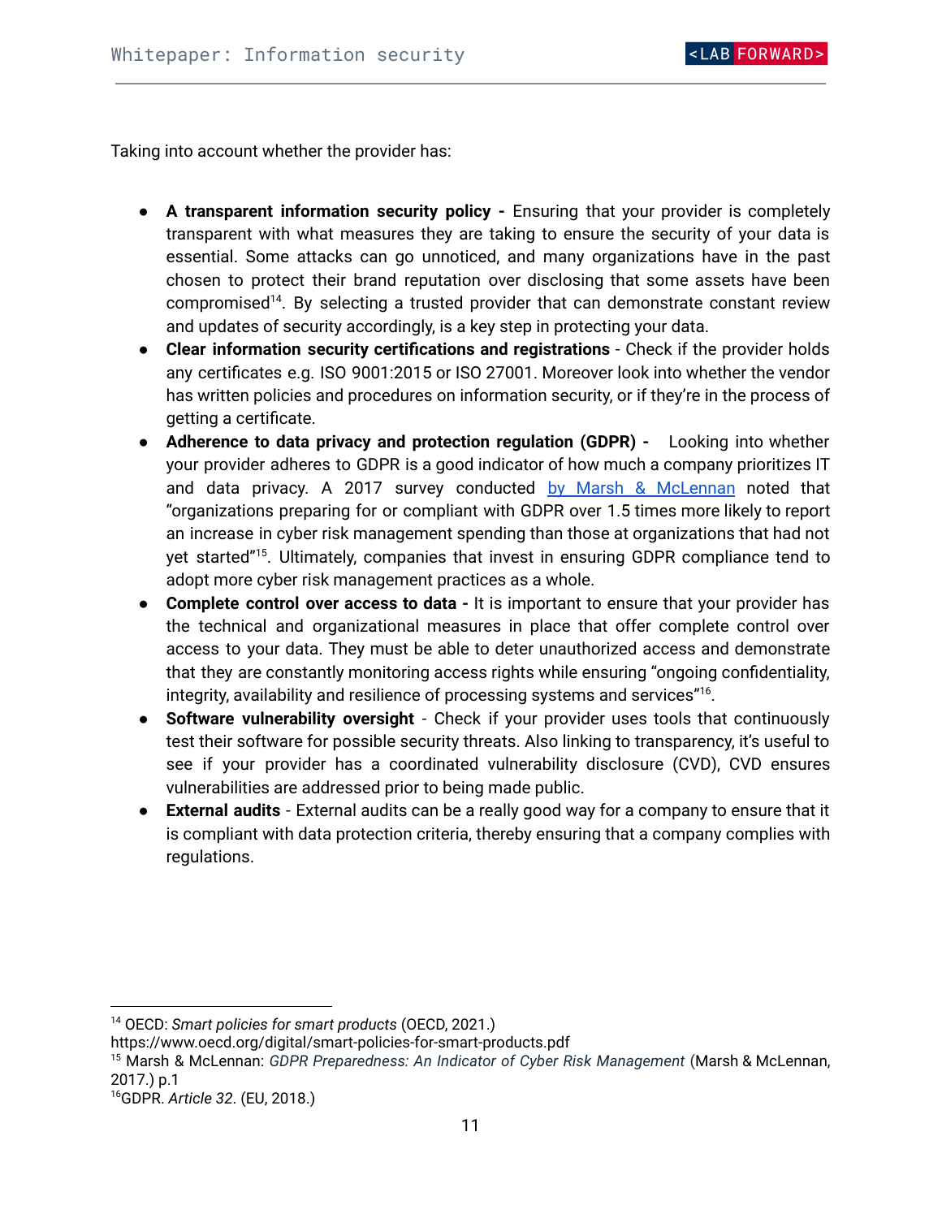Taking into account whether the provider has:

- **A transparent information security policy -** Ensuring that your provider is completely transparent with what measures they are taking to ensure the security of your data is essential. Some attacks can go unnoticed, and many organizations have in the past chosen to protect their brand reputation over disclosing that some assets have been compromised[14]. By selecting a trusted provider that can demonstrate constant review and updates of security accordingly, is a key step in protecting your data.
- **Clear information security certifications and registrations** - Check if the provider holds any certificates e.g. ISO 9001:2015 or ISO 27001. Moreover look into whether the vendor has written policies and procedures on information security, or if they're in the process of getting a certificate.
- **Adherence to data privacy and protection regulation (GDPR) -** Looking into whether your provider adheres to GDPR is a good indicator of how much a company prioritizes IT and data privacy. A 2017 survey conducted by Marsh & McLennan noted that "organizations preparing for or compliant with GDPR over 1.5 times more likely to report an increase in cyber risk management spending than those at organizations that had not yet started"[15]. Ultimately, companies that invest in ensuring GDPR compliance tend to adopt more cyber risk management practices as a whole.
- **Complete control over access to data -** It is important to ensure that your provider has the technical and organizational measures in place that offer complete control over access to your data. They must be able to deter unauthorized access and demonstrate that they are constantly monitoring access rights while ensuring "ongoing confidentiality, integrity, availability and resilience of processing systems and services"[16].
- **Software vulnerability oversight** - Check if your provider uses tools that continuously test their software for possible security threats. Also linking to transparency, it's useful to see if your provider has a coordinated vulnerability disclosure (CVD), CVD ensures vulnerabilities are addressed prior to being made public.
- **External audits** - External audits can be a really good way for a company to ensure that it is compliant with data protection criteria, thereby ensuring that a company complies with regulations.

---

[14] OECD: *Smart policies for smart products* (OECD, 2021.) https://www.oecd.org/digital/smart-policies-for-smart-products.pdf

[15] Marsh & McLennan: *GDPR Preparedness: An Indicator of Cyber Risk Management* (Marsh & McLennan, 2017.) p.1

[16] GDPR. *Article 32*. (EU, 2018.)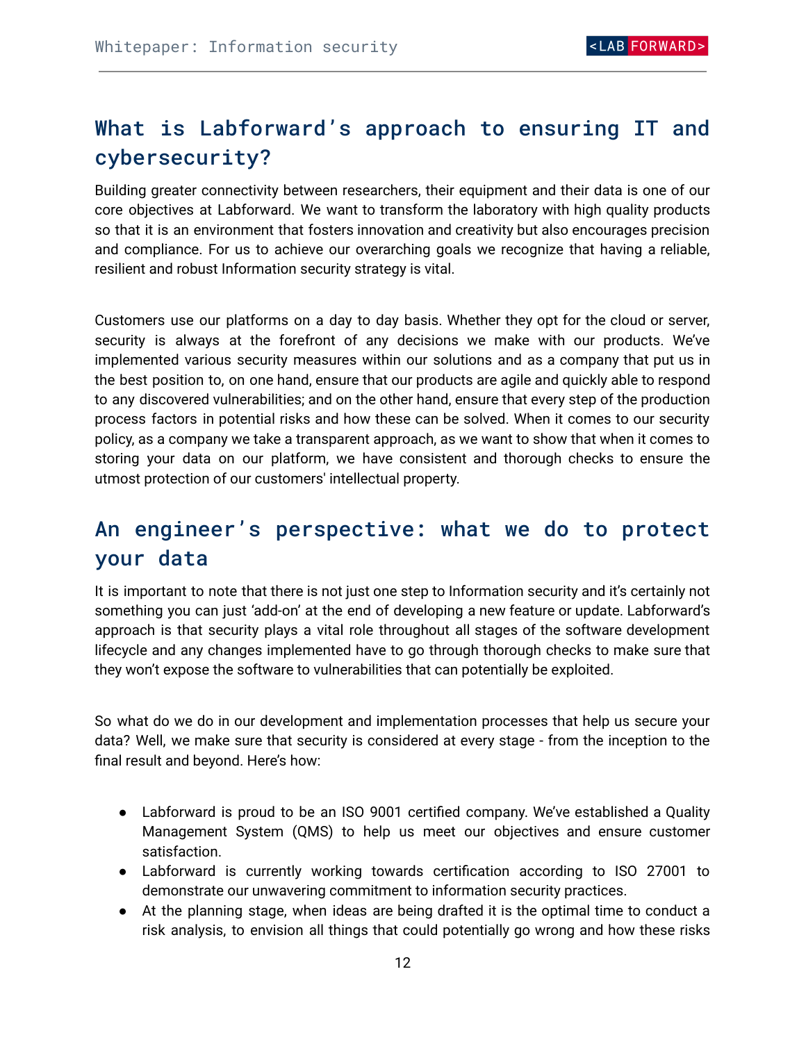## What is Labforward's approach to ensuring IT and cybersecurity?

Building greater connectivity between researchers, their equipment and their data is one of our core objectives at Labforward. We want to transform the laboratory with high quality products so that it is an environment that fosters innovation and creativity but also encourages precision and compliance. For us to achieve our overarching goals we recognize that having a reliable, resilient and robust Information security strategy is vital.

Customers use our platforms on a day to day basis. Whether they opt for the cloud or server, security is always at the forefront of any decisions we make with our products. We've implemented various security measures within our solutions and as a company that put us in the best position to, on one hand, ensure that our products are agile and quickly able to respond to any discovered vulnerabilities; and on the other hand, ensure that every step of the production process factors in potential risks and how these can be solved. When it comes to our security policy, as a company we take a transparent approach, as we want to show that when it comes to storing your data on our platform, we have consistent and thorough checks to ensure the utmost protection of our customers' intellectual property.

## An engineer's perspective: what we do to protect your data

It is important to note that there is not just one step to Information security and it's certainly not something you can just 'add-on' at the end of developing a new feature or update. Labforward's approach is that security plays a vital role throughout all stages of the software development lifecycle and any changes implemented have to go through thorough checks to make sure that they won't expose the software to vulnerabilities that can potentially be exploited.

So what do we do in our development and implementation processes that help us secure your data? Well, we make sure that security is considered at every stage - from the inception to the final result and beyond. Here's how:

- Labforward is proud to be an ISO 9001 certified company. We've established a Quality Management System (QMS) to help us meet our objectives and ensure customer satisfaction.
- Labforward is currently working towards certification according to ISO 27001 to demonstrate our unwavering commitment to information security practices.
- At the planning stage, when ideas are being drafted it is the optimal time to conduct a risk analysis, to envision all things that could potentially go wrong and how these risks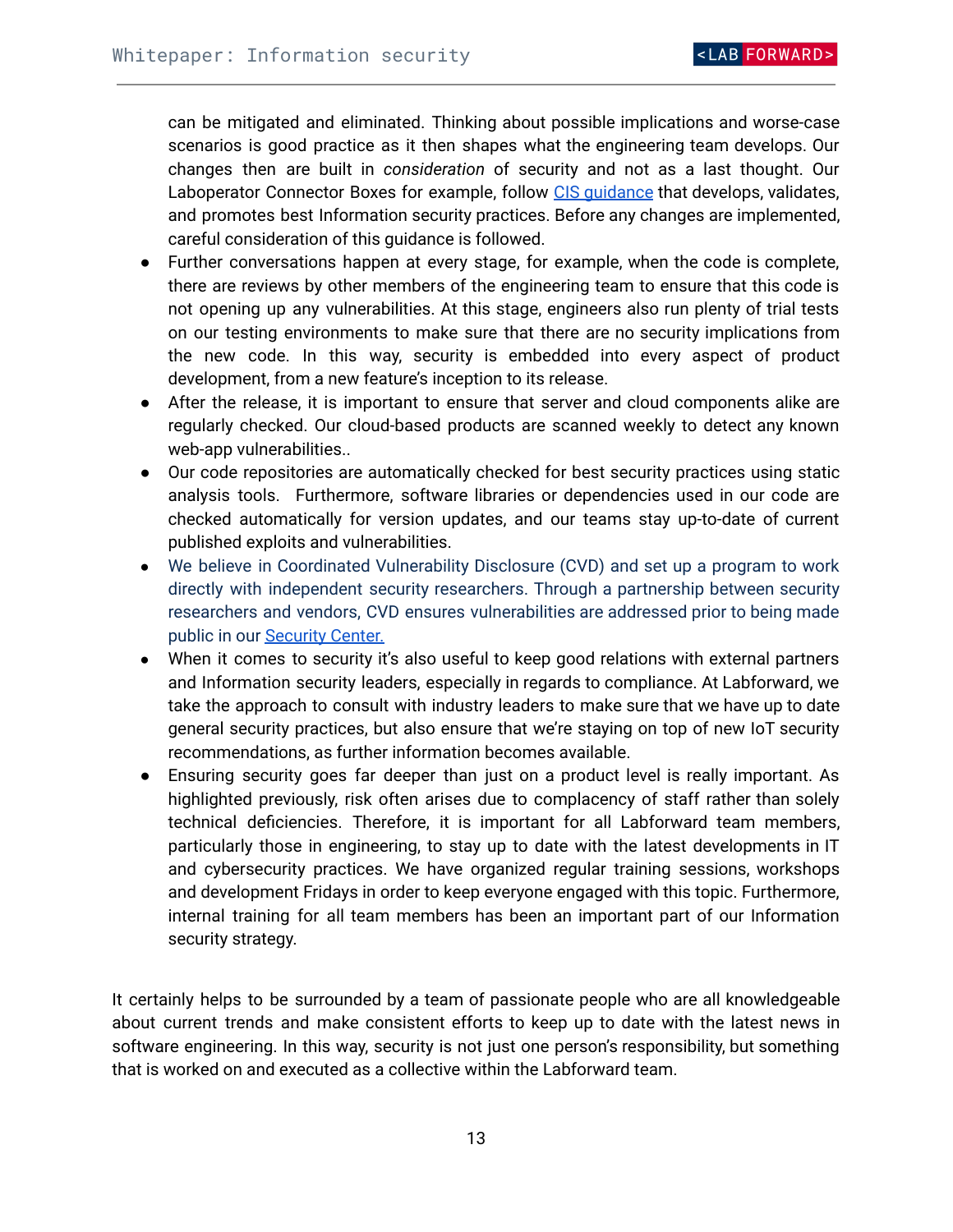can be mitigated and eliminated. Thinking about possible implications and worse-case scenarios is good practice as it then shapes what the engineering team develops. Our changes then are built in *consideration* of security and not as a last thought. Our Laboperator Connector Boxes for example, follow [CIS guidance]() that develops, validates, and promotes best Information security practices. Before any changes are implemented, careful consideration of this guidance is followed.

- Further conversations happen at every stage, for example, when the code is complete, there are reviews by other members of the engineering team to ensure that this code is not opening up any vulnerabilities. At this stage, engineers also run plenty of trial tests on our testing environments to make sure that there are no security implications from the new code. In this way, security is embedded into every aspect of product development, from a new feature's inception to its release.
- After the release, it is important to ensure that server and cloud components alike are regularly checked. Our cloud-based products are scanned weekly to detect any known web-app vulnerabilities..
- Our code repositories are automatically checked for best security practices using static analysis tools. Furthermore, software libraries or dependencies used in our code are checked automatically for version updates, and our teams stay up-to-date of current published exploits and vulnerabilities.
- We believe in Coordinated Vulnerability Disclosure (CVD) and set up a program to work directly with independent security researchers. Through a partnership between security researchers and vendors, CVD ensures vulnerabilities are addressed prior to being made public in our [Security Center.]()
- When it comes to security it's also useful to keep good relations with external partners and Information security leaders, especially in regards to compliance. At Labforward, we take the approach to consult with industry leaders to make sure that we have up to date general security practices, but also ensure that we're staying on top of new IoT security recommendations, as further information becomes available.
- Ensuring security goes far deeper than just on a product level is really important. As highlighted previously, risk often arises due to complacency of staff rather than solely technical deficiencies. Therefore, it is important for all Labforward team members, particularly those in engineering, to stay up to date with the latest developments in IT and cybersecurity practices. We have organized regular training sessions, workshops and development Fridays in order to keep everyone engaged with this topic. Furthermore, internal training for all team members has been an important part of our Information security strategy.

It certainly helps to be surrounded by a team of passionate people who are all knowledgeable about current trends and make consistent efforts to keep up to date with the latest news in software engineering. In this way, security is not just one person's responsibility, but something that is worked on and executed as a collective within the Labforward team.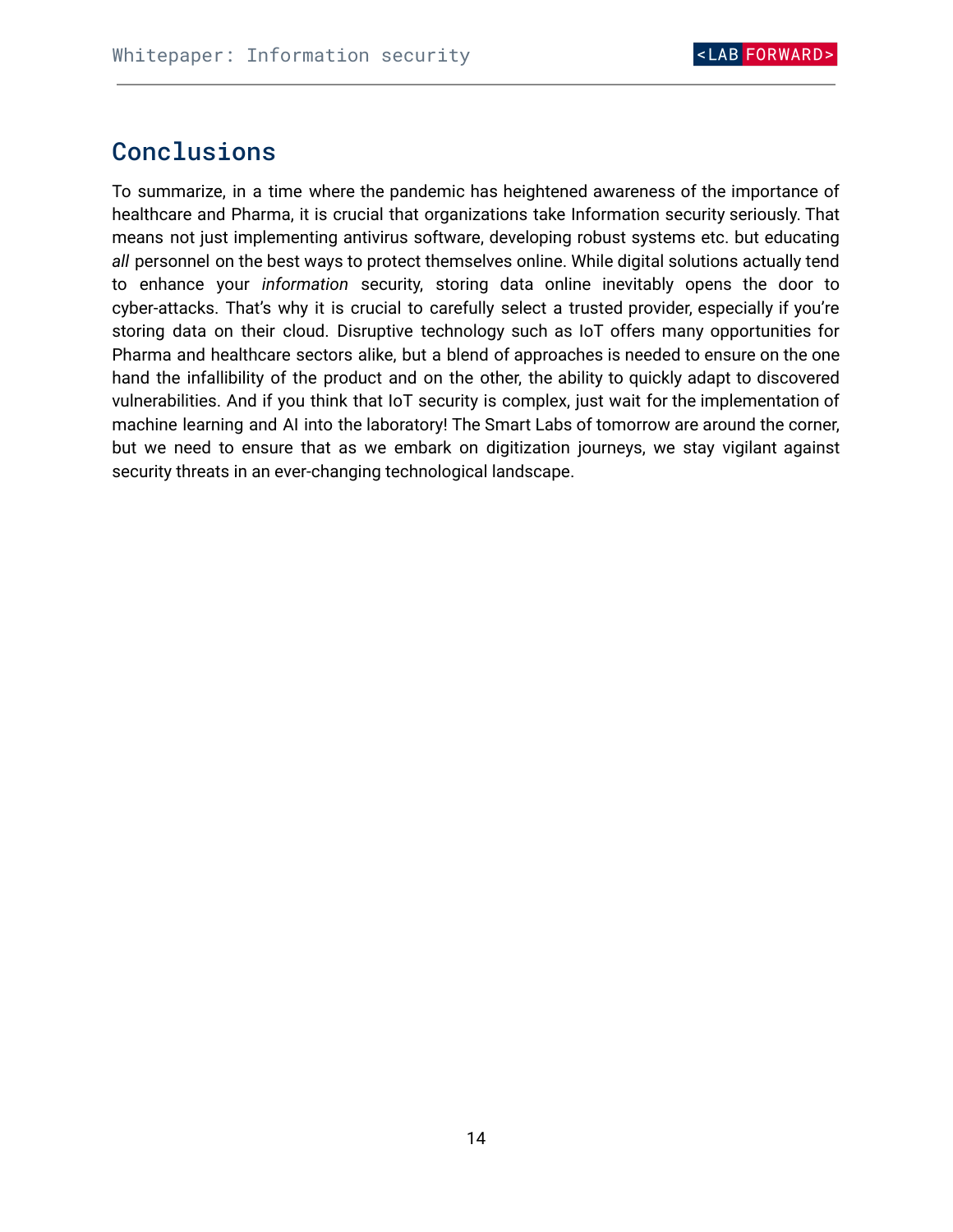## Conclusions

To summarize, in a time where the pandemic has heightened awareness of the importance of healthcare and Pharma, it is crucial that organizations take Information security seriously. That means not just implementing antivirus software, developing robust systems etc. but educating *all* personnel on the best ways to protect themselves online. While digital solutions actually tend to enhance your *information* security, storing data online inevitably opens the door to cyber-attacks. That's why it is crucial to carefully select a trusted provider, especially if you're storing data on their cloud. Disruptive technology such as IoT offers many opportunities for Pharma and healthcare sectors alike, but a blend of approaches is needed to ensure on the one hand the infallibility of the product and on the other, the ability to quickly adapt to discovered vulnerabilities. And if you think that IoT security is complex, just wait for the implementation of machine learning and AI into the laboratory! The Smart Labs of tomorrow are around the corner, but we need to ensure that as we embark on digitization journeys, we stay vigilant against security threats in an ever-changing technological landscape.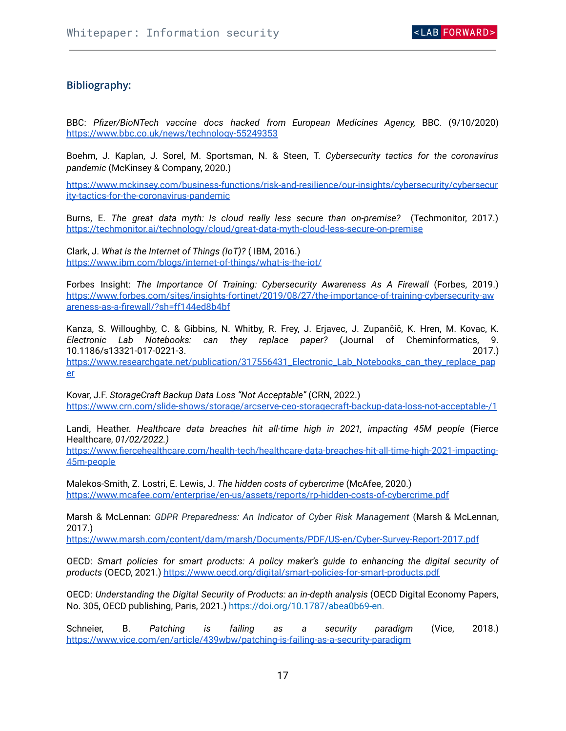## Bibliography:

BBC: *Pfizer/BioNTech vaccine docs hacked from European Medicines Agency,* BBC. (9/10/2020) https://www.bbc.co.uk/news/technology-55249353

Boehm, J. Kaplan, J. Sorel, M. Sportsman, N. & Steen, T. *Cybersecurity tactics for the coronavirus pandemic* (McKinsey & Company, 2020.)

https://www.mckinsey.com/business-functions/risk-and-resilience/our-insights/cybersecurity/cybersecurity-tactics-for-the-coronavirus-pandemic

Burns, E. *The great data myth: Is cloud really less secure than on-premise?* (Techmonitor, 2017.) https://techmonitor.ai/technology/cloud/great-data-myth-cloud-less-secure-on-premise

Clark, J. *What is the Internet of Things (IoT)?* ( IBM, 2016.) https://www.ibm.com/blogs/internet-of-things/what-is-the-iot/

Forbes Insight: *The Importance Of Training: Cybersecurity Awareness As A Firewall* (Forbes, 2019.) https://www.forbes.com/sites/insights-fortinet/2019/08/27/the-importance-of-training-cybersecurity-awareness-as-a-firewall/?sh=ff144ed8b4bf

Kanza, S. Willoughby, C. & Gibbins, N. Whitby, R. Frey, J. Erjavec, J. Zupančič, K. Hren, M. Kovac, K. *Electronic Lab Notebooks: can they replace paper?* (Journal of Cheminformatics, 9. 10.1186/s13321-017-0221-3. 2017.) https://www.researchgate.net/publication/317556431_Electronic_Lab_Notebooks_can_they_replace_paper

Kovar, J.F. *StorageCraft Backup Data Loss "Not Acceptable"* (CRN, 2022.) https://www.crn.com/slide-shows/storage/arcserve-ceo-storagecraft-backup-data-loss-not-acceptable-/1

Landi, Heather. *Healthcare data breaches hit all-time high in 2021, impacting 45M people* (Fierce Healthcare, *01/02/2022.)* https://www.fiercehealthcare.com/health-tech/healthcare-data-breaches-hit-all-time-high-2021-impacting-45m-people

Malekos-Smith, Z. Lostri, E. Lewis, J. *The hidden costs of cybercrime* (McAfee, 2020.) https://www.mcafee.com/enterprise/en-us/assets/reports/rp-hidden-costs-of-cybercrime.pdf

Marsh & McLennan: *GDPR Preparedness: An Indicator of Cyber Risk Management* (Marsh & McLennan, 2017.) https://www.marsh.com/content/dam/marsh/Documents/PDF/US-en/Cyber-Survey-Report-2017.pdf

OECD: *Smart policies for smart products: A policy maker's guide to enhancing the digital security of products* (OECD, 2021.) https://www.oecd.org/digital/smart-policies-for-smart-products.pdf

OECD: *Understanding the Digital Security of Products: an in-depth analysis* (OECD Digital Economy Papers, No. 305, OECD publishing, Paris, 2021.) https://doi.org/10.1787/abea0b69-en.

Schneier, B. *Patching is failing as a security paradigm* (Vice, 2018.) https://www.vice.com/en/article/439wbw/patching-is-failing-as-a-security-paradigm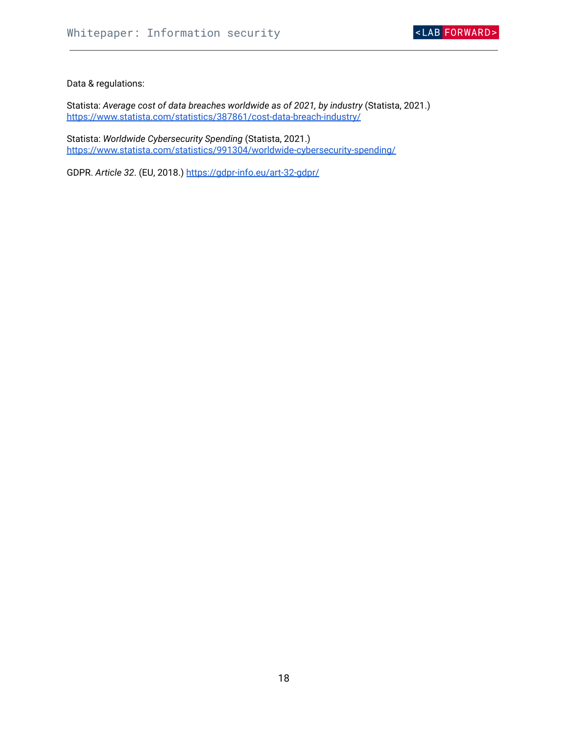Data & regulations:

Statista: *Average cost of data breaches worldwide as of 2021, by industry* (Statista, 2021.) https://www.statista.com/statistics/387861/cost-data-breach-industry/

Statista: *Worldwide Cybersecurity Spending* (Statista, 2021.) https://www.statista.com/statistics/991304/worldwide-cybersecurity-spending/

GDPR. *Article 32*. (EU, 2018.) https://gdpr-info.eu/art-32-gdpr/